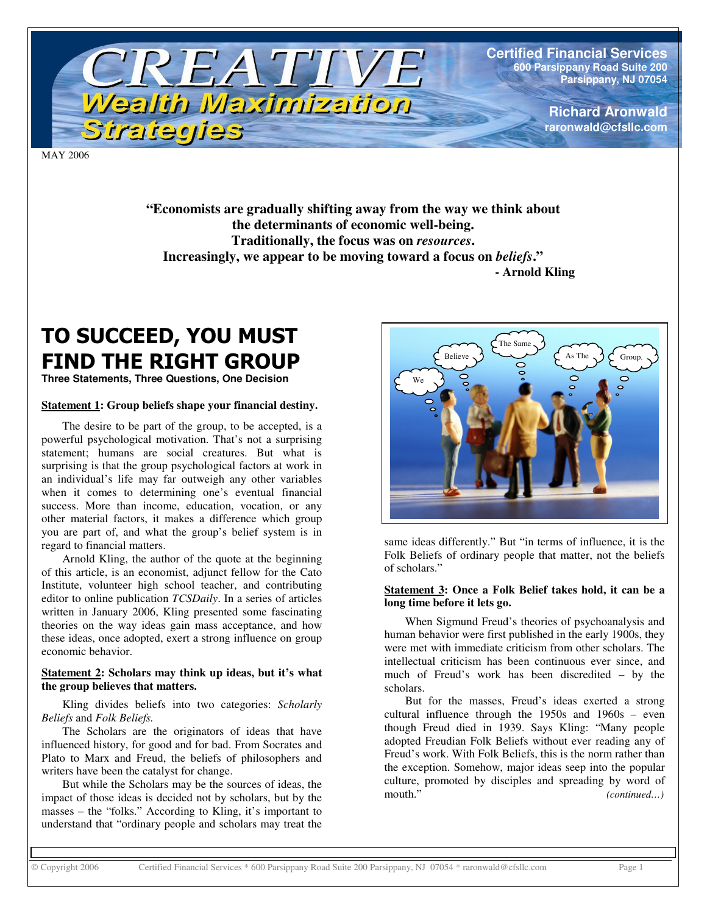# CREATIVE Wealth Maximization Strategies

**Certified Financial Services**
**600 Parsippany Road Suite 200**
**Parsippany, NJ 07054**

**Richard Aronwald**
**raronwald@cfsllc.com**

MAY 2006

> **"Economists are gradually shifting away from the way we think about the determinants of economic well-being.**
> **Traditionally, the focus was on *resources*.**
> **Increasingly, we appear to be moving toward a focus on *beliefs*."**
> **- Arnold Kling**

# TO SUCCEED, YOU MUST FIND THE RIGHT GROUP

**Three Statements, Three Questions, One Decision**

**<u>Statement 1</u>: Group beliefs shape your financial destiny.**

The desire to be part of the group, to be accepted, is a powerful psychological motivation. That's not a surprising statement; humans are social creatures. But what is surprising is that the group psychological factors at work in an individual's life may far outweigh any other variables when it comes to determining one's eventual financial success. More than income, education, vocation, or any other material factors, it makes a difference which group you are part of, and what the group's belief system is in regard to financial matters.

Arnold Kling, the author of the quote at the beginning of this article, is an economist, adjunct fellow for the Cato Institute, volunteer high school teacher, and contributing editor to online publication *TCSDaily*. In a series of articles written in January 2006, Kling presented some fascinating theories on the way ideas gain mass acceptance, and how these ideas, once adopted, exert a strong influence on group economic behavior.

**<u>Statement 2</u>: Scholars may think up ideas, but it's what the group believes that matters.**

Kling divides beliefs into two categories: *Scholarly Beliefs* and *Folk Beliefs.*

The Scholars are the originators of ideas that have influenced history, for good and for bad. From Socrates and Plato to Marx and Freud, the beliefs of philosophers and writers have been the catalyst for change.

But while the Scholars may be the sources of ideas, the impact of those ideas is decided not by scholars, but by the masses – the "folks." According to Kling, it's important to understand that "ordinary people and scholars may treat the same ideas differently." But "in terms of influence, it is the Folk Beliefs of ordinary people that matter, not the beliefs of scholars."

**<u>Statement 3</u>: Once a Folk Belief takes hold, it can be a long time before it lets go.**

When Sigmund Freud's theories of psychoanalysis and human behavior were first published in the early 1900s, they were met with immediate criticism from other scholars. The intellectual criticism has been continuous ever since, and much of Freud's work has been discredited – by the scholars.

But for the masses, Freud's ideas exerted a strong cultural influence through the 1950s and 1960s – even though Freud died in 1939. Says Kling: "Many people adopted Freudian Folk Beliefs without ever reading any of Freud's work. With Folk Beliefs, this is the norm rather than the exception. Somehow, major ideas seep into the popular culture, promoted by disciples and spreading by word of mouth." *(continued…)*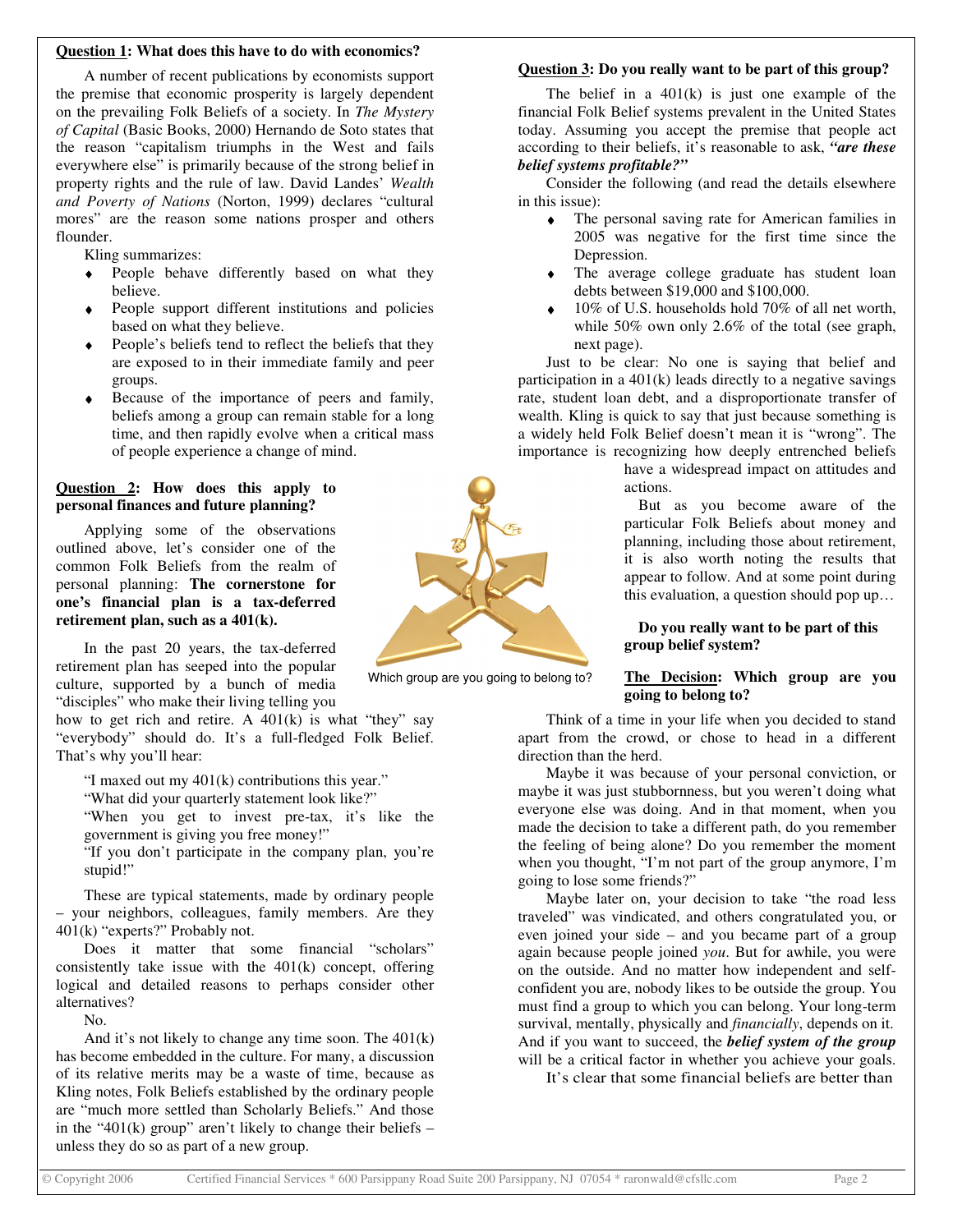**Question 1: What does this have to do with economics?**

A number of recent publications by economists support the premise that economic prosperity is largely dependent on the prevailing Folk Beliefs of a society. In *The Mystery of Capital* (Basic Books, 2000) Hernando de Soto states that the reason "capitalism triumphs in the West and fails everywhere else" is primarily because of the strong belief in property rights and the rule of law. David Landes' *Wealth and Poverty of Nations* (Norton, 1999) declares "cultural mores" are the reason some nations prosper and others flounder.

Kling summarizes:

- People behave differently based on what they believe.
- People support different institutions and policies based on what they believe.
- People's beliefs tend to reflect the beliefs that they are exposed to in their immediate family and peer groups.
- Because of the importance of peers and family, beliefs among a group can remain stable for a long time, and then rapidly evolve when a critical mass of people experience a change of mind.

**Question 2: How does this apply to personal finances and future planning?**

Applying some of the observations outlined above, let's consider one of the common Folk Beliefs from the realm of personal planning: **The cornerstone for one's financial plan is a tax-deferred retirement plan, such as a 401(k).**

In the past 20 years, the tax-deferred retirement plan has seeped into the popular culture, supported by a bunch of media "disciples" who make their living telling you how to get rich and retire. A 401(k) is what "they" say "everybody" should do. It's a full-fledged Folk Belief. That's why you'll hear:

"I maxed out my 401(k) contributions this year."
"What did your quarterly statement look like?"
"When you get to invest pre-tax, it's like the government is giving you free money!"
"If you don't participate in the company plan, you're stupid!"

These are typical statements, made by ordinary people – your neighbors, colleagues, family members. Are they 401(k) "experts?" Probably not.

Does it matter that some financial "scholars" consistently take issue with the 401(k) concept, offering logical and detailed reasons to perhaps consider other alternatives?

No.

And it's not likely to change any time soon. The 401(k) has become embedded in the culture. For many, a discussion of its relative merits may be a waste of time, because as Kling notes, Folk Beliefs established by the ordinary people are "much more settled than Scholarly Beliefs." And those in the "401(k) group" aren't likely to change their beliefs – unless they do so as part of a new group.

Which group are you going to belong to?

**Question 3: Do you really want to be part of this group?**

The belief in a 401(k) is just one example of the financial Folk Belief systems prevalent in the United States today. Assuming you accept the premise that people act according to their beliefs, it's reasonable to ask, ***"are these belief systems profitable?"***

Consider the following (and read the details elsewhere in this issue):

- The personal saving rate for American families in 2005 was negative for the first time since the Depression.
- The average college graduate has student loan debts between $19,000 and $100,000.
- 10% of U.S. households hold 70% of all net worth, while 50% own only 2.6% of the total (see graph, next page).

Just to be clear: No one is saying that belief and participation in a 401(k) leads directly to a negative savings rate, student loan debt, and a disproportionate transfer of wealth. Kling is quick to say that just because something is a widely held Folk Belief doesn't mean it is "wrong". The importance is recognizing how deeply entrenched beliefs have a widespread impact on attitudes and actions.

But as you become aware of the particular Folk Beliefs about money and planning, including those about retirement, it is also worth noting the results that appear to follow. And at some point during this evaluation, a question should pop up…

**Do you really want to be part of this group belief system?**

**The Decision: Which group are you going to belong to?**

Think of a time in your life when you decided to stand apart from the crowd, or chose to head in a different direction than the herd.

Maybe it was because of your personal conviction, or maybe it was just stubbornness, but you weren't doing what everyone else was doing. And in that moment, when you made the decision to take a different path, do you remember the feeling of being alone? Do you remember the moment when you thought, "I'm not part of the group anymore, I'm going to lose some friends?"

Maybe later on, your decision to take "the road less traveled" was vindicated, and others congratulated you, or even joined your side – and you became part of a group again because people joined *you*. But for awhile, you were on the outside. And no matter how independent and self-confident you are, nobody likes to be outside the group. You must find a group to which you can belong. Your long-term survival, mentally, physically and *financially*, depends on it. And if you want to succeed, the ***belief system of the group*** will be a critical factor in whether you achieve your goals.

It's clear that some financial beliefs are better than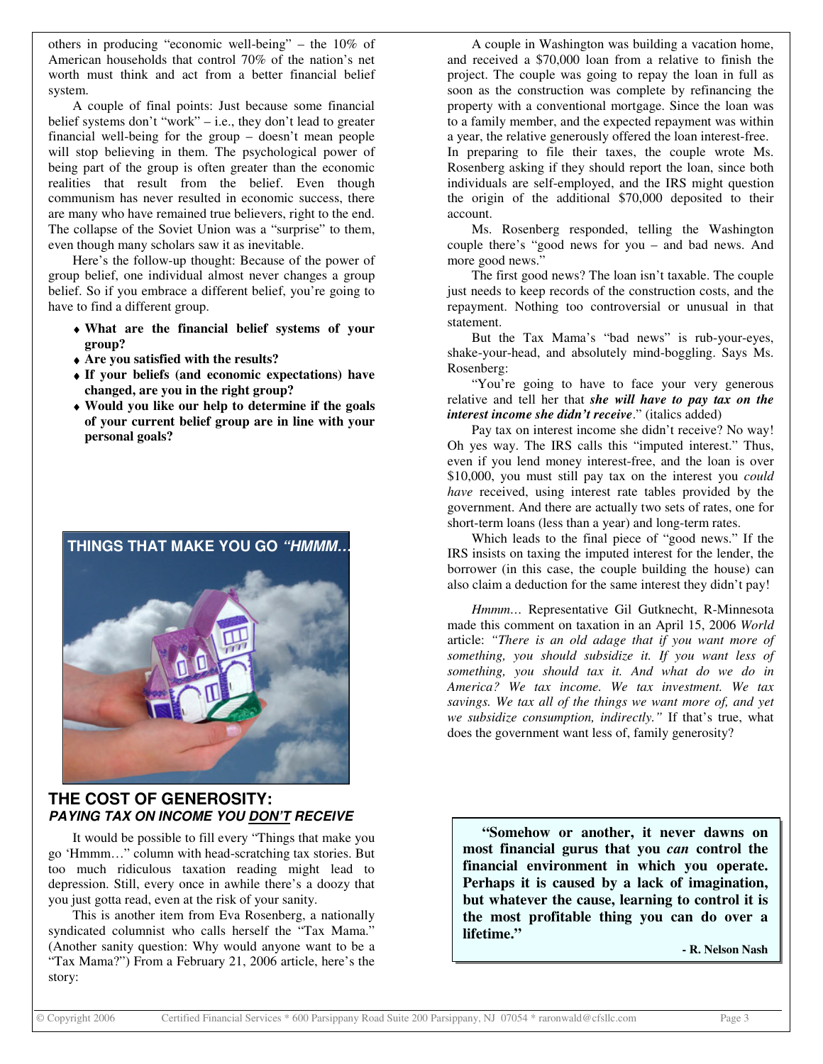others in producing "economic well-being" – the 10% of American households that control 70% of the nation's net worth must think and act from a better financial belief system.

A couple of final points: Just because some financial belief systems don't "work" – i.e., they don't lead to greater financial well-being for the group – doesn't mean people will stop believing in them. The psychological power of being part of the group is often greater than the economic realities that result from the belief. Even though communism has never resulted in economic success, there are many who have remained true believers, right to the end. The collapse of the Soviet Union was a "surprise" to them, even though many scholars saw it as inevitable.

Here's the follow-up thought: Because of the power of group belief, one individual almost never changes a group belief. So if you embrace a different belief, you're going to have to find a different group.

- **What are the financial belief systems of your group?**
- **Are you satisfied with the results?**
- **If your beliefs (and economic expectations) have changed, are you in the right group?**
- **Would you like our help to determine if the goals of your current belief group are in line with your personal goals?**

**THINGS THAT MAKE YOU GO *"HMMM…***

## THE COST OF GENEROSITY: *PAYING TAX ON INCOME YOU DON'T RECEIVE*

It would be possible to fill every "Things that make you go 'Hmmm…" column with head-scratching tax stories. But too much ridiculous taxation reading might lead to depression. Still, every once in awhile there's a doozy that you just gotta read, even at the risk of your sanity.

This is another item from Eva Rosenberg, a nationally syndicated columnist who calls herself the "Tax Mama." (Another sanity question: Why would anyone want to be a "Tax Mama?") From a February 21, 2006 article, here's the story:

A couple in Washington was building a vacation home, and received a $70,000 loan from a relative to finish the project. The couple was going to repay the loan in full as soon as the construction was complete by refinancing the property with a conventional mortgage. Since the loan was to a family member, and the expected repayment was within a year, the relative generously offered the loan interest-free. In preparing to file their taxes, the couple wrote Ms. Rosenberg asking if they should report the loan, since both individuals are self-employed, and the IRS might question the origin of the additional $70,000 deposited to their account.

Ms. Rosenberg responded, telling the Washington couple there's "good news for you – and bad news. And more good news."

The first good news? The loan isn't taxable. The couple just needs to keep records of the construction costs, and the repayment. Nothing too controversial or unusual in that statement.

But the Tax Mama's "bad news" is rub-your-eyes, shake-your-head, and absolutely mind-boggling. Says Ms. Rosenberg:

"You're going to have to face your very generous relative and tell her that ***she will have to pay tax on the interest income she didn't receive***." (italics added)

Pay tax on interest income she didn't receive? No way! Oh yes way. The IRS calls this "imputed interest." Thus, even if you lend money interest-free, and the loan is over $10,000, you must still pay tax on the interest you *could have* received, using interest rate tables provided by the government. And there are actually two sets of rates, one for short-term loans (less than a year) and long-term rates.

Which leads to the final piece of "good news." If the IRS insists on taxing the imputed interest for the lender, the borrower (in this case, the couple building the house) can also claim a deduction for the same interest they didn't pay!

*Hmmm…* Representative Gil Gutknecht, R-Minnesota made this comment on taxation in an April 15, 2006 *World* article: *"There is an old adage that if you want more of something, you should subsidize it. If you want less of something, you should tax it. And what do we do in America? We tax income. We tax investment. We tax savings. We tax all of the things we want more of, and yet we subsidize consumption, indirectly."* If that's true, what does the government want less of, family generosity?

> **"Somehow or another, it never dawns on most financial gurus that you *can* control the financial environment in which you operate. Perhaps it is caused by a lack of imagination, but whatever the cause, learning to control it is the most profitable thing you can do over a lifetime."**
>
> **- R. Nelson Nash**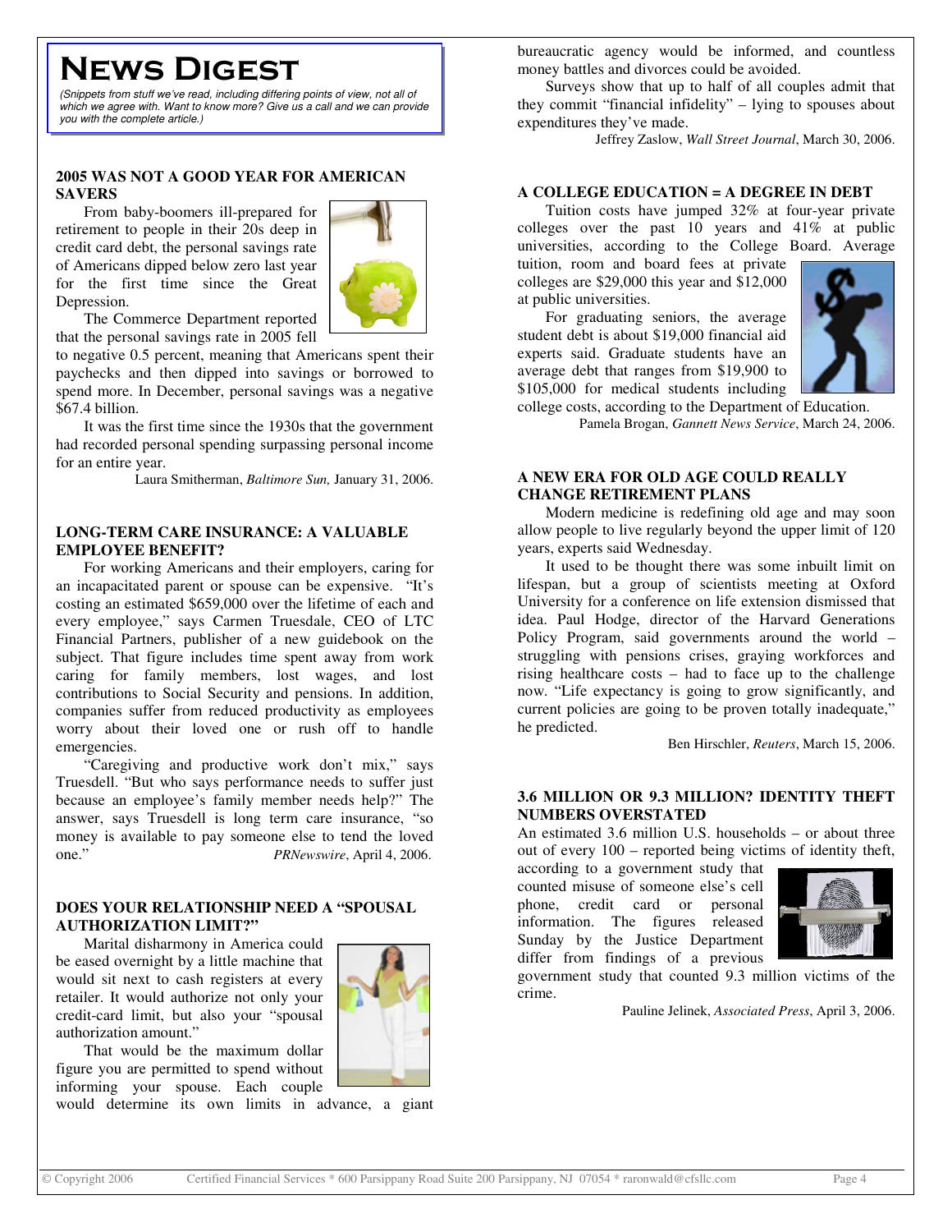# News Digest

*(Snippets from stuff we've read, including differing points of view, not all of which we agree with. Want to know more? Give us a call and we can provide you with the complete article.)*

### 2005 WAS NOT A GOOD YEAR FOR AMERICAN SAVERS

From baby-boomers ill-prepared for retirement to people in their 20s deep in credit card debt, the personal savings rate of Americans dipped below zero last year for the first time since the Great Depression.

The Commerce Department reported that the personal savings rate in 2005 fell to negative 0.5 percent, meaning that Americans spent their paychecks and then dipped into savings or borrowed to spend more. In December, personal savings was a negative $67.4 billion.

It was the first time since the 1930s that the government had recorded personal spending surpassing personal income for an entire year.

Laura Smitherman, *Baltimore Sun,* January 31, 2006.

### LONG-TERM CARE INSURANCE: A VALUABLE EMPLOYEE BENEFIT?

For working Americans and their employers, caring for an incapacitated parent or spouse can be expensive. "It's costing an estimated $659,000 over the lifetime of each and every employee," says Carmen Truesdale, CEO of LTC Financial Partners, publisher of a new guidebook on the subject. That figure includes time spent away from work caring for family members, lost wages, and lost contributions to Social Security and pensions. In addition, companies suffer from reduced productivity as employees worry about their loved one or rush off to handle emergencies.

"Caregiving and productive work don't mix," says Truesdell. "But who says performance needs to suffer just because an employee's family member needs help?" The answer, says Truesdell is long term care insurance, "so money is available to pay someone else to tend the loved one."

*PRNewswire*, April 4, 2006.

### DOES YOUR RELATIONSHIP NEED A "SPOUSAL AUTHORIZATION LIMIT?"

Marital disharmony in America could be eased overnight by a little machine that would sit next to cash registers at every retailer. It would authorize not only your credit-card limit, but also your "spousal authorization amount."

That would be the maximum dollar figure you are permitted to spend without informing your spouse. Each couple would determine its own limits in advance, a giant bureaucratic agency would be informed, and countless money battles and divorces could be avoided.

Surveys show that up to half of all couples admit that they commit "financial infidelity" – lying to spouses about expenditures they've made.

Jeffrey Zaslow, *Wall Street Journal*, March 30, 2006.

### A COLLEGE EDUCATION = A DEGREE IN DEBT

Tuition costs have jumped 32% at four-year private colleges over the past 10 years and 41% at public universities, according to the College Board. Average tuition, room and board fees at private colleges are $29,000 this year and $12,000 at public universities.

For graduating seniors, the average student debt is about $19,000 financial aid experts said. Graduate students have an average debt that ranges from $19,900 to $105,000 for medical students including college costs, according to the Department of Education.

Pamela Brogan, *Gannett News Service*, March 24, 2006.

### A NEW ERA FOR OLD AGE COULD REALLY CHANGE RETIREMENT PLANS

Modern medicine is redefining old age and may soon allow people to live regularly beyond the upper limit of 120 years, experts said Wednesday.

It used to be thought there was some inbuilt limit on lifespan, but a group of scientists meeting at Oxford University for a conference on life extension dismissed that idea. Paul Hodge, director of the Harvard Generations Policy Program, said governments around the world – struggling with pensions crises, graying workforces and rising healthcare costs – had to face up to the challenge now. "Life expectancy is going to grow significantly, and current policies are going to be proven totally inadequate," he predicted.

Ben Hirschler, *Reuters*, March 15, 2006.

### 3.6 MILLION OR 9.3 MILLION? IDENTITY THEFT NUMBERS OVERSTATED

An estimated 3.6 million U.S. households – or about three out of every 100 – reported being victims of identity theft, according to a government study that counted misuse of someone else's cell phone, credit card or personal information. The figures released Sunday by the Justice Department differ from findings of a previous government study that counted 9.3 million victims of the crime.

Pauline Jelinek, *Associated Press*, April 3, 2006.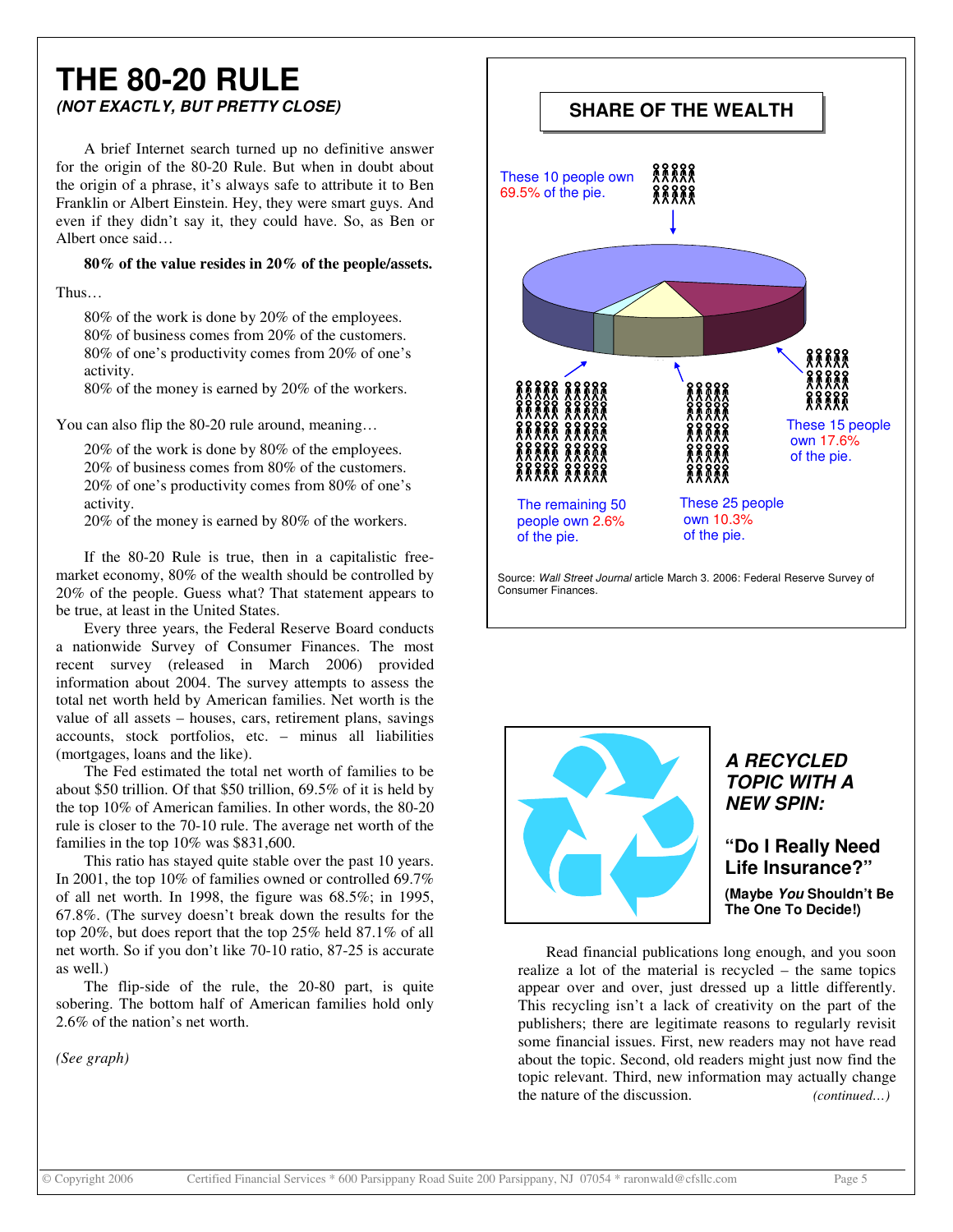# THE 80-20 RULE

***(NOT EXACTLY, BUT PRETTY CLOSE)***

A brief Internet search turned up no definitive answer for the origin of the 80-20 Rule. But when in doubt about the origin of a phrase, it's always safe to attribute it to Ben Franklin or Albert Einstein. Hey, they were smart guys. And even if they didn't say it, they could have. So, as Ben or Albert once said…

**80% of the value resides in 20% of the people/assets.**

Thus…

80% of the work is done by 20% of the employees.
80% of business comes from 20% of the customers.
80% of one's productivity comes from 20% of one's activity.
80% of the money is earned by 20% of the workers.

You can also flip the 80-20 rule around, meaning…

20% of the work is done by 80% of the employees.
20% of business comes from 80% of the customers.
20% of one's productivity comes from 80% of one's activity.
20% of the money is earned by 80% of the workers.

If the 80-20 Rule is true, then in a capitalistic free-market economy, 80% of the wealth should be controlled by 20% of the people. Guess what? That statement appears to be true, at least in the United States.

Every three years, the Federal Reserve Board conducts a nationwide Survey of Consumer Finances. The most recent survey (released in March 2006) provided information about 2004. The survey attempts to assess the total net worth held by American families. Net worth is the value of all assets – houses, cars, retirement plans, savings accounts, stock portfolios, etc. – minus all liabilities (mortgages, loans and the like).

The Fed estimated the total net worth of families to be about $50 trillion. Of that $50 trillion, 69.5% of it is held by the top 10% of American families. In other words, the 80-20 rule is closer to the 70-10 rule. The average net worth of the families in the top 10% was $831,600.

This ratio has stayed quite stable over the past 10 years. In 2001, the top 10% of families owned or controlled 69.7% of all net worth. In 1998, the figure was 68.5%; in 1995, 67.8%. (The survey doesn't break down the results for the top 20%, but does report that the top 25% held 87.1% of all net worth. So if you don't like 70-10 ratio, 87-25 is accurate as well.)

The flip-side of the rule, the 20-80 part, is quite sobering. The bottom half of American families hold only 2.6% of the nation's net worth.

*(See graph)*

## SHARE OF THE WEALTH

These 10 people own 69.5% of the pie.

These 15 people own 17.6% of the pie.

These 25 people own 10.3% of the pie.

The remaining 50 people own 2.6% of the pie.

Source: *Wall Street Journal* article March 3. 2006: Federal Reserve Survey of Consumer Finances.

### *A RECYCLED TOPIC WITH A NEW SPIN:*

### "Do I Really Need Life Insurance?"

**(Maybe *You* Shouldn't Be The One To Decide!)**

Read financial publications long enough, and you soon realize a lot of the material is recycled – the same topics appear over and over, just dressed up a little differently. This recycling isn't a lack of creativity on the part of the publishers; there are legitimate reasons to regularly revisit some financial issues. First, new readers may not have read about the topic. Second, old readers might just now find the topic relevant. Third, new information may actually change the nature of the discussion. *(continued…)*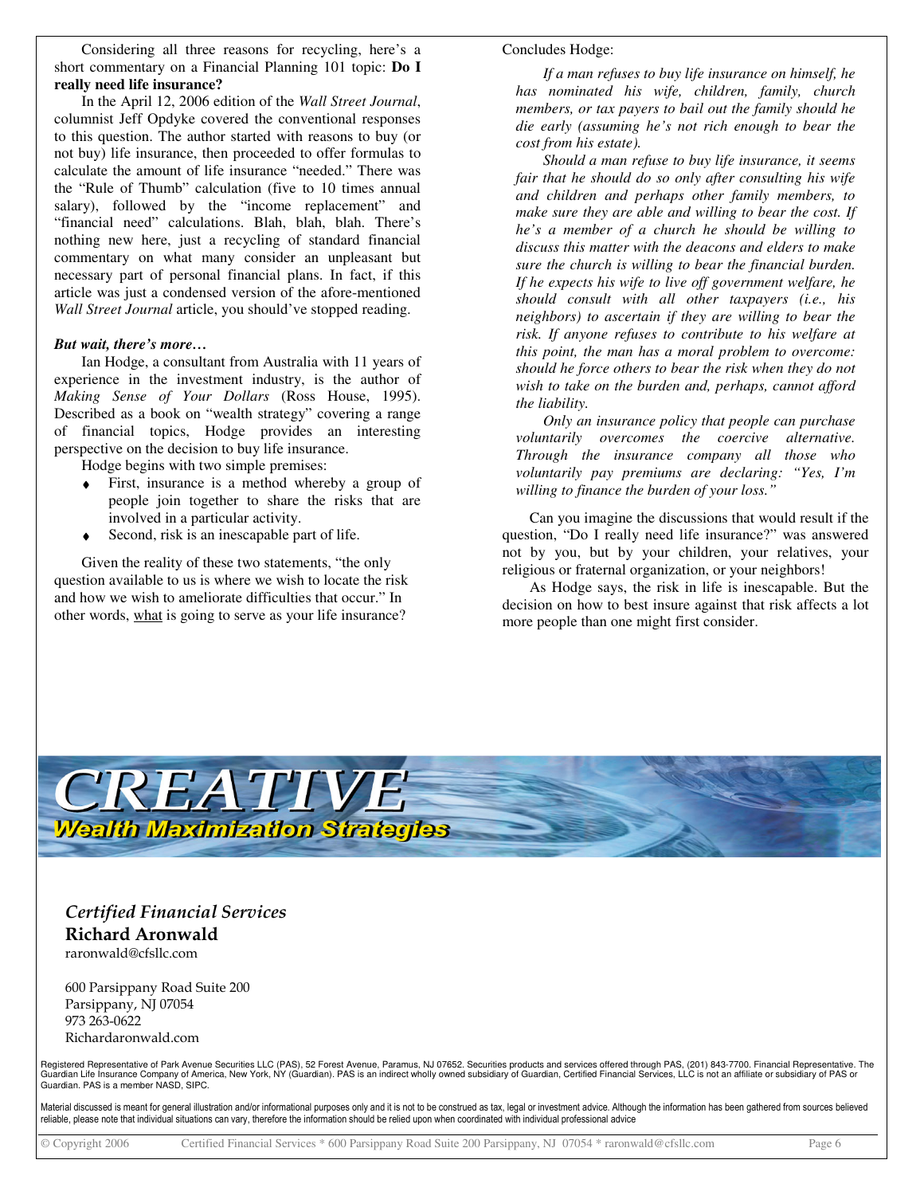Considering all three reasons for recycling, here's a short commentary on a Financial Planning 101 topic: **Do I really need life insurance?**

In the April 12, 2006 edition of the *Wall Street Journal*, columnist Jeff Opdyke covered the conventional responses to this question. The author started with reasons to buy (or not buy) life insurance, then proceeded to offer formulas to calculate the amount of life insurance "needed." There was the "Rule of Thumb" calculation (five to 10 times annual salary), followed by the "income replacement" and "financial need" calculations. Blah, blah, blah. There's nothing new here, just a recycling of standard financial commentary on what many consider an unpleasant but necessary part of personal financial plans. In fact, if this article was just a condensed version of the afore-mentioned *Wall Street Journal* article, you should've stopped reading.

***But wait, there's more…***

Ian Hodge, a consultant from Australia with 11 years of experience in the investment industry, is the author of *Making Sense of Your Dollars* (Ross House, 1995). Described as a book on "wealth strategy" covering a range of financial topics, Hodge provides an interesting perspective on the decision to buy life insurance.

Hodge begins with two simple premises:

- First, insurance is a method whereby a group of people join together to share the risks that are involved in a particular activity.
- Second, risk is an inescapable part of life.

Given the reality of these two statements, "the only question available to us is where we wish to locate the risk and how we wish to ameliorate difficulties that occur." In other words, what is going to serve as your life insurance?

Concludes Hodge:

> *If a man refuses to buy life insurance on himself, he has nominated his wife, children, family, church members, or tax payers to bail out the family should he die early (assuming he's not rich enough to bear the cost from his estate).*
>
> *Should a man refuse to buy life insurance, it seems fair that he should do so only after consulting his wife and children and perhaps other family members, to make sure they are able and willing to bear the cost. If he's a member of a church he should be willing to discuss this matter with the deacons and elders to make sure the church is willing to bear the financial burden. If he expects his wife to live off government welfare, he should consult with all other taxpayers (i.e., his neighbors) to ascertain if they are willing to bear the risk. If anyone refuses to contribute to his welfare at this point, the man has a moral problem to overcome: should he force others to bear the risk when they do not wish to take on the burden and, perhaps, cannot afford the liability.*
>
> *Only an insurance policy that people can purchase voluntarily overcomes the coercive alternative. Through the insurance company all those who voluntarily pay premiums are declaring: "Yes, I'm willing to finance the burden of your loss."*

Can you imagine the discussions that would result if the question, "Do I really need life insurance?" was answered not by you, but by your children, your relatives, your religious or fraternal organization, or your neighbors!

As Hodge says, the risk in life is inescapable. But the decision on how to best insure against that risk affects a lot more people than one might first consider.

**CREATIVE**
**Wealth Maximization Strategies**

*Certified Financial Services*
**Richard Aronwald**
raronwald@cfsllc.com

600 Parsippany Road Suite 200
Parsippany, NJ 07054
973 263-0622
Richardaronwald.com

Registered Representative of Park Avenue Securities LLC (PAS), 52 Forest Avenue, Paramus, NJ 07652. Securities products and services offered through PAS, (201) 843-7700. Financial Representative. The Guardian Life Insurance Company of America, New York, NY (Guardian). PAS is an indirect wholly owned subsidiary of Guardian, Certified Financial Services, LLC is not an affiliate or subsidiary of PAS or Guardian. PAS is a member NASD, SIPC.

Material discussed is meant for general illustration and/or informational purposes only and it is not to be construed as tax, legal or investment advice. Although the information has been gathered from sources believed reliable, please note that individual situations can vary, therefore the information should be relied upon when coordinated with individual professional advice

© Copyright 2006 Certified Financial Services * 600 Parsippany Road Suite 200 Parsippany, NJ 07054 * raronwald@cfsllc.com